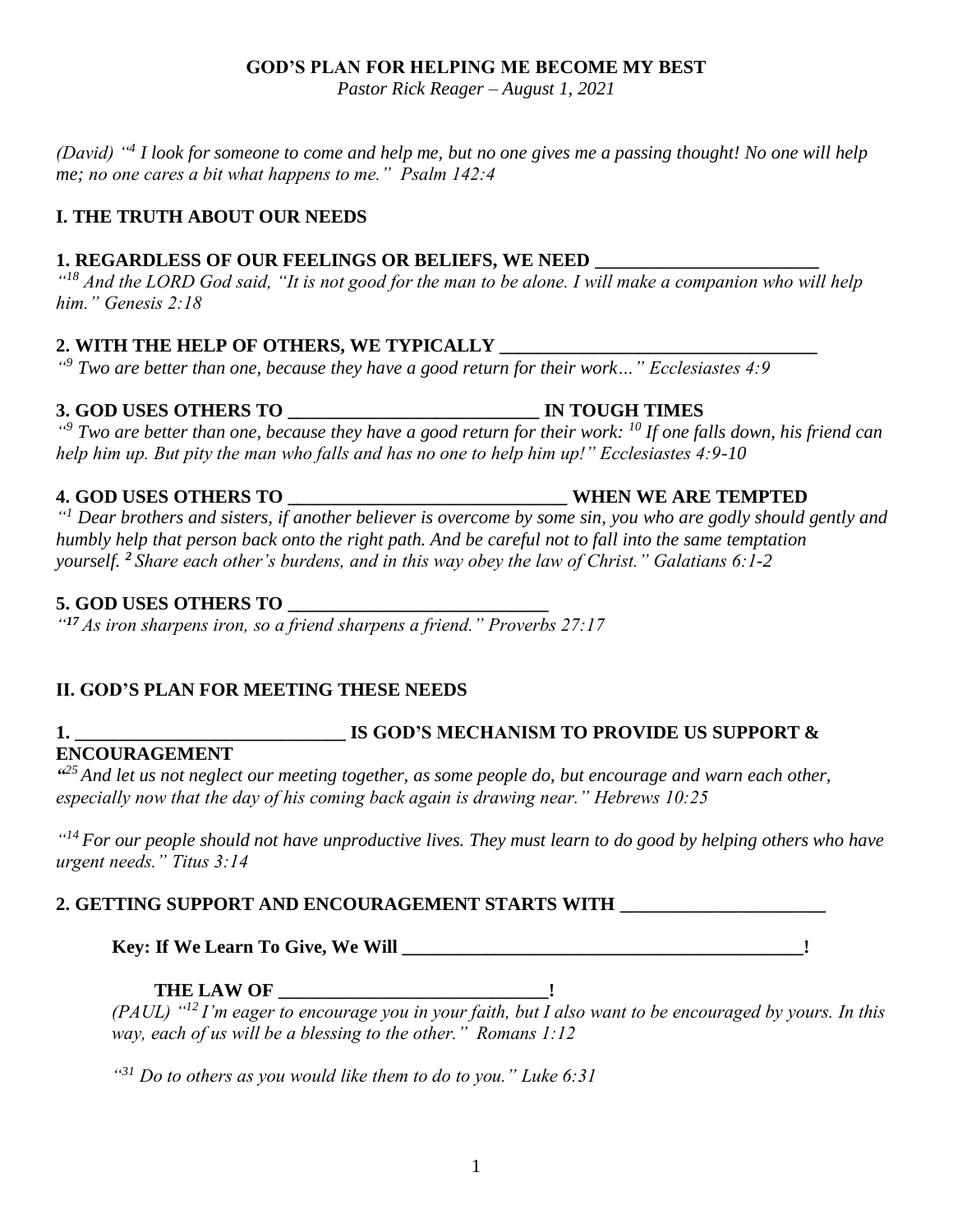**GOD'S PLAN FOR HELPING ME BECOME MY BEST**

*Pastor Rick Reager – August 1, 2021*

*(David) "[4] I look for someone to come and help me, but no one gives me a passing thought! No one will help me; no one cares a bit what happens to me." Psalm 142:4*

## I. THE TRUTH ABOUT OUR NEEDS

**1. REGARDLESS OF OUR FEELINGS OR BELIEFS, WE NEED ________________________**

*"[18] And the LORD God said, "It is not good for the man to be alone. I will make a companion who will help him." Genesis 2:18*

**2. WITH THE HELP OF OTHERS, WE TYPICALLY __________________________________**

*"[9] Two are better than one, because they have a good return for their work…" Ecclesiastes 4:9*

**3. GOD USES OTHERS TO ___________________________ IN TOUGH TIMES**

*"[9] Two are better than one, because they have a good return for their work: [10] If one falls down, his friend can help him up. But pity the man who falls and has no one to help him up!" Ecclesiastes 4:9-10*

**4. GOD USES OTHERS TO _____________________________ WHEN WE ARE TEMPTED**

*"[1] Dear brothers and sisters, if another believer is overcome by some sin, you who are godly should gently and humbly help that person back onto the right path. And be careful not to fall into the same temptation yourself. [2] Share each other's burdens, and in this way obey the law of Christ." Galatians 6:1-2*

**5. GOD USES OTHERS TO ____________________________**

*"[17] As iron sharpens iron, so a friend sharpens a friend." Proverbs 27:17*

## II. GOD'S PLAN FOR MEETING THESE NEEDS

**1. _____________________________ IS GOD'S MECHANISM TO PROVIDE US SUPPORT & ENCOURAGEMENT**

*"[25] And let us not neglect our meeting together, as some people do, but encourage and warn each other, especially now that the day of his coming back again is drawing near." Hebrews 10:25*

*"[14] For our people should not have unproductive lives. They must learn to do good by helping others who have urgent needs." Titus 3:14*

**2. GETTING SUPPORT AND ENCOURAGEMENT STARTS WITH ______________________**

**Key: If We Learn To Give, We Will ___________________________________________!**

**THE LAW OF ____________________________!**

*(PAUL) "[12] I'm eager to encourage you in your faith, but I also want to be encouraged by yours. In this way, each of us will be a blessing to the other." Romans 1:12*

*"[31] Do to others as you would like them to do to you." Luke 6:31*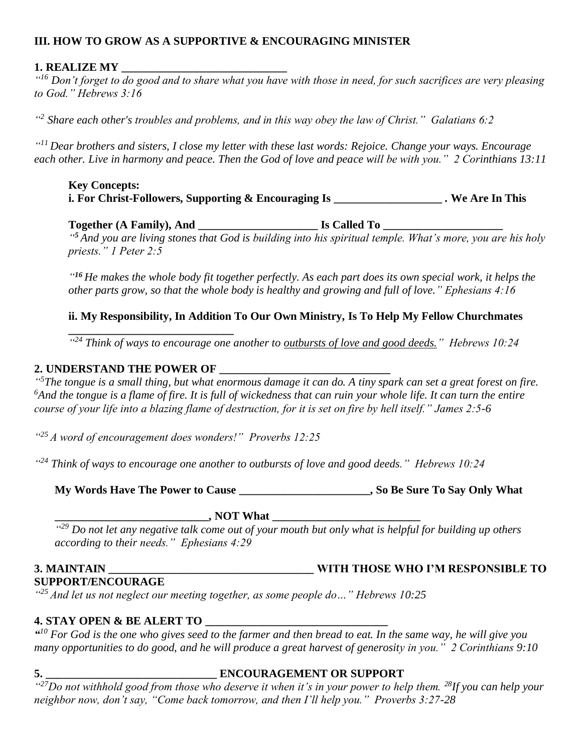## III. HOW TO GROW AS A SUPPORTIVE & ENCOURAGING MINISTER

**1. REALIZE MY ______________________________**

*"[16] Don't forget to do good and to share what you have with those in need, for such sacrifices are very pleasing to God." Hebrews 3:16*

*"[2] Share each other's troubles and problems, and in this way obey the law of Christ." Galatians 6:2*

*"[11] Dear brothers and sisters, I close my letter with these last words: Rejoice. Change your ways. Encourage each other. Live in harmony and peace. Then the God of love and peace will be with you." 2 Corinthians 13:11*

**Key Concepts:**

**i. For Christ-Followers, Supporting & Encouraging Is ___________________ . We Are In This Together (A Family), And _____________________ Is Called To _____________________**

*"[5] And you are living stones that God is building into his spiritual temple. What's more, you are his holy priests." 1 Peter 2:5*

*"[16] He makes the whole body fit together perfectly. As each part does its own special work, it helps the other parts grow, so that the whole body is healthy and growing and full of love." Ephesians 4:16*

**ii. My Responsibility, In Addition To Our Own Ministry, Is To Help My Fellow Churchmates ______________________________**

*"[24] Think of ways to encourage one another to outbursts of love and good deeds." Hebrews 10:24*

**2. UNDERSTAND THE POWER OF ______________________________**

*"[5]The tongue is a small thing, but what enormous damage it can do. A tiny spark can set a great forest on fire. [6]And the tongue is a flame of fire. It is full of wickedness that can ruin your whole life. It can turn the entire course of your life into a blazing flame of destruction, for it is set on fire by hell itself." James 2:5-6*

*"[25] A word of encouragement does wonders!" Proverbs 12:25*

*"[24] Think of ways to encourage one another to outbursts of love and good deeds." Hebrews 10:24*

**My Words Have The Power to Cause _______________________, So Be Sure To Say Only What ___________________________, NOT What __________________________**

*"[29] Do not let any negative talk come out of your mouth but only what is helpful for building up others according to their needs." Ephesians 4:29*

**3. MAINTAIN ____________________________________ WITH THOSE WHO I'M RESPONSIBLE TO SUPPORT/ENCOURAGE**

*"[25] And let us not neglect our meeting together, as some people do…" Hebrews 10:25*

**4. STAY OPEN & BE ALERT TO ________________________________**

*"[10] For God is the one who gives seed to the farmer and then bread to eat. In the same way, he will give you many opportunities to do good, and he will produce a great harvest of generosity in you." 2 Corinthians 9:10*

**5. ______________________________ ENCOURAGEMENT OR SUPPORT**

*"[27]Do not withhold good from those who deserve it when it's in your power to help them. [28]If you can help your neighbor now, don't say, "Come back tomorrow, and then I'll help you." Proverbs 3:27-28*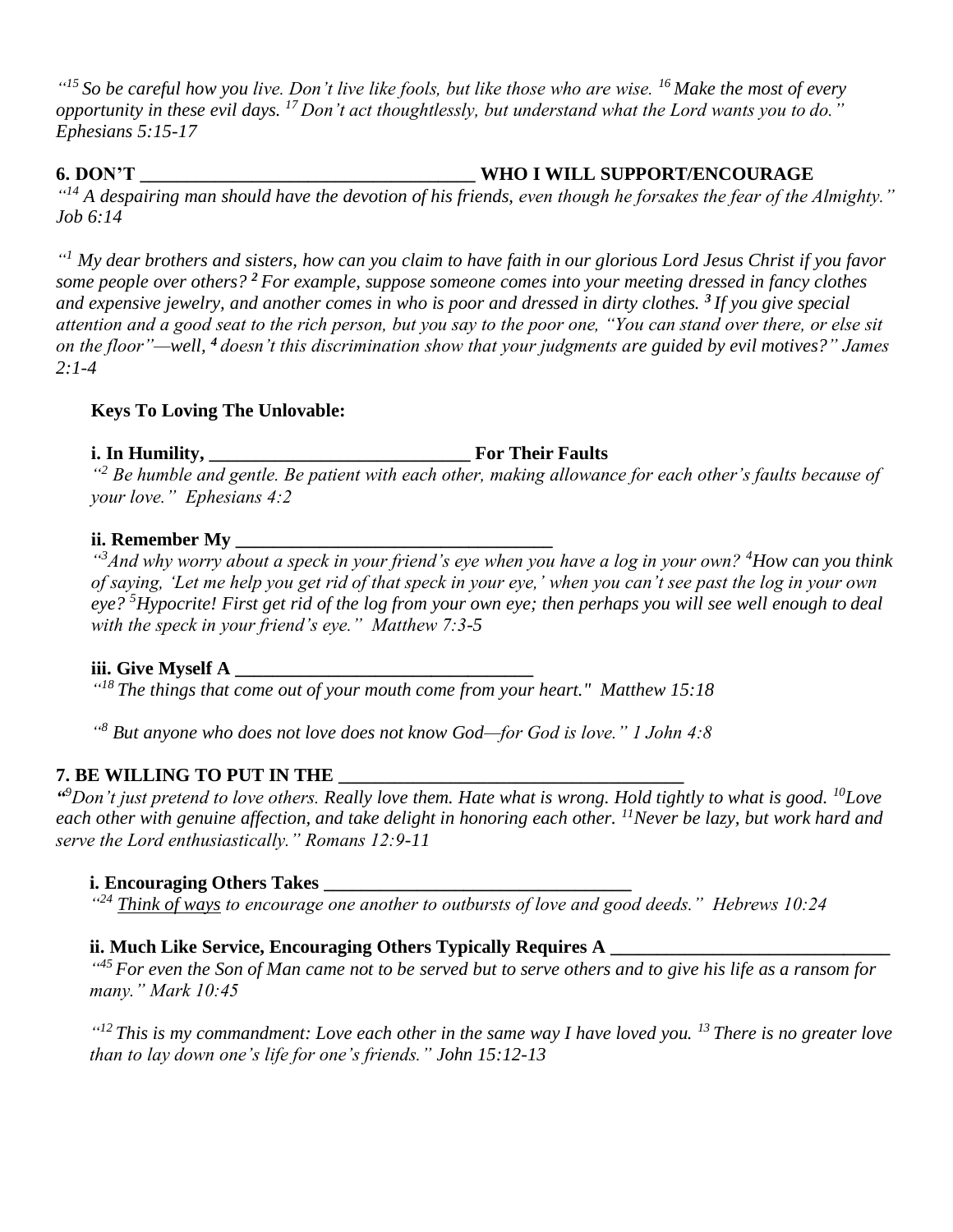*"[15] So be careful how you live. Don't live like fools, but like those who are wise. [16] Make the most of every opportunity in these evil days. [17] Don't act thoughtlessly, but understand what the Lord wants you to do." Ephesians 5:15-17*

**6. DON'T ___________________________________ WHO I WILL SUPPORT/ENCOURAGE**

*"[14] A despairing man should have the devotion of his friends, even though he forsakes the fear of the Almighty." Job 6:14*

*"[1] My dear brothers and sisters, how can you claim to have faith in our glorious Lord Jesus Christ if you favor some people over others? [2] For example, suppose someone comes into your meeting dressed in fancy clothes and expensive jewelry, and another comes in who is poor and dressed in dirty clothes. [3] If you give special attention and a good seat to the rich person, but you say to the poor one, "You can stand over there, or else sit on the floor"—well, [4] doesn't this discrimination show that your judgments are guided by evil motives?" James 2:1-4*

**Keys To Loving The Unlovable:**

**i. In Humility, ____________________________ For Their Faults**

*"[2] Be humble and gentle. Be patient with each other, making allowance for each other's faults because of your love." Ephesians 4:2*

**ii. Remember My __________________________________**

*"[3]And why worry about a speck in your friend's eye when you have a log in your own? [4]How can you think of saying, 'Let me help you get rid of that speck in your eye,' when you can't see past the log in your own eye? [5]Hypocrite! First get rid of the log from your own eye; then perhaps you will see well enough to deal with the speck in your friend's eye." Matthew 7:3-5*

**iii. Give Myself A ________________________________**

*"[18] The things that come out of your mouth come from your heart." Matthew 15:18*

*"[8] But anyone who does not love does not know God—for God is love." 1 John 4:8*

**7. BE WILLING TO PUT IN THE ____________________________________**

*"[9]Don't just pretend to love others. Really love them. Hate what is wrong. Hold tightly to what is good. [10]Love each other with genuine affection, and take delight in honoring each other. [11]Never be lazy, but work hard and serve the Lord enthusiastically." Romans 12:9-11*

**i. Encouraging Others Takes _________________________________**

*"[24] Think of ways to encourage one another to outbursts of love and good deeds." Hebrews 10:24*

**ii. Much Like Service, Encouraging Others Typically Requires A _____________________________**

*"[45] For even the Son of Man came not to be served but to serve others and to give his life as a ransom for many." Mark 10:45*

*"[12] This is my commandment: Love each other in the same way I have loved you. [13] There is no greater love than to lay down one's life for one's friends." John 15:12-13*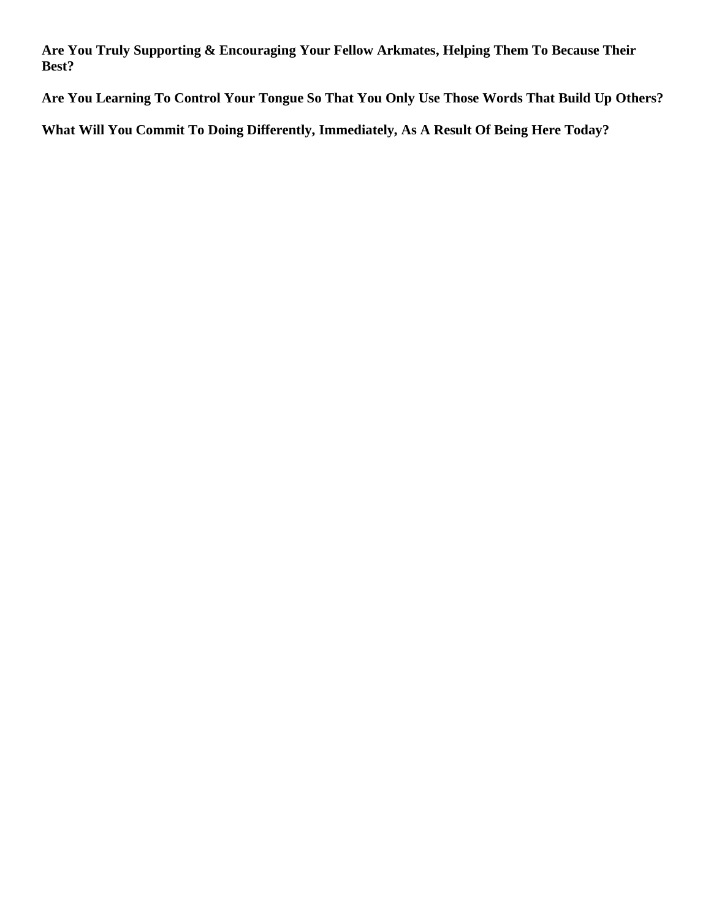**Are You Truly Supporting & Encouraging Your Fellow Arkmates, Helping Them To Because Their Best?**

**Are You Learning To Control Your Tongue So That You Only Use Those Words That Build Up Others?**

**What Will You Commit To Doing Differently, Immediately, As A Result Of Being Here Today?**